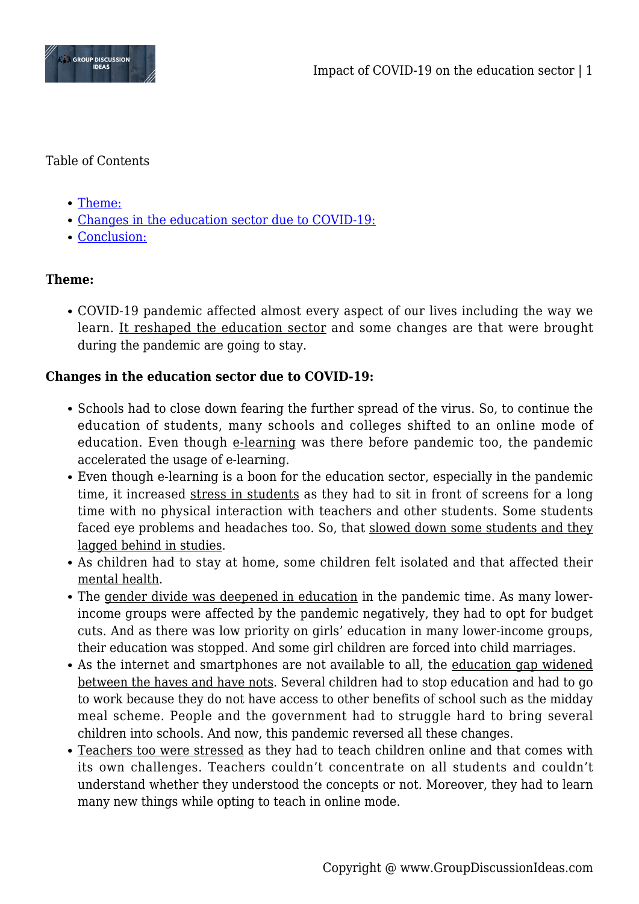Table of Contents

- Theme:
- Changes in the education sector due to COVID-19:
- Conclusion:

**Theme:**

- COVID-19 pandemic affected almost every aspect of our lives including the way we learn. It reshaped the education sector and some changes are that were brought during the pandemic are going to stay.

**Changes in the education sector due to COVID-19:**

- Schools had to close down fearing the further spread of the virus. So, to continue the education of students, many schools and colleges shifted to an online mode of education. Even though e-learning was there before pandemic too, the pandemic accelerated the usage of e-learning.
- Even though e-learning is a boon for the education sector, especially in the pandemic time, it increased stress in students as they had to sit in front of screens for a long time with no physical interaction with teachers and other students. Some students faced eye problems and headaches too. So, that slowed down some students and they lagged behind in studies.
- As children had to stay at home, some children felt isolated and that affected their mental health.
- The gender divide was deepened in education in the pandemic time. As many lower-income groups were affected by the pandemic negatively, they had to opt for budget cuts. And as there was low priority on girls' education in many lower-income groups, their education was stopped. And some girl children are forced into child marriages.
- As the internet and smartphones are not available to all, the education gap widened between the haves and have nots. Several children had to stop education and had to go to work because they do not have access to other benefits of school such as the midday meal scheme. People and the government had to struggle hard to bring several children into schools. And now, this pandemic reversed all these changes.
- Teachers too were stressed as they had to teach children online and that comes with its own challenges. Teachers couldn't concentrate on all students and couldn't understand whether they understood the concepts or not. Moreover, they had to learn many new things while opting to teach in online mode.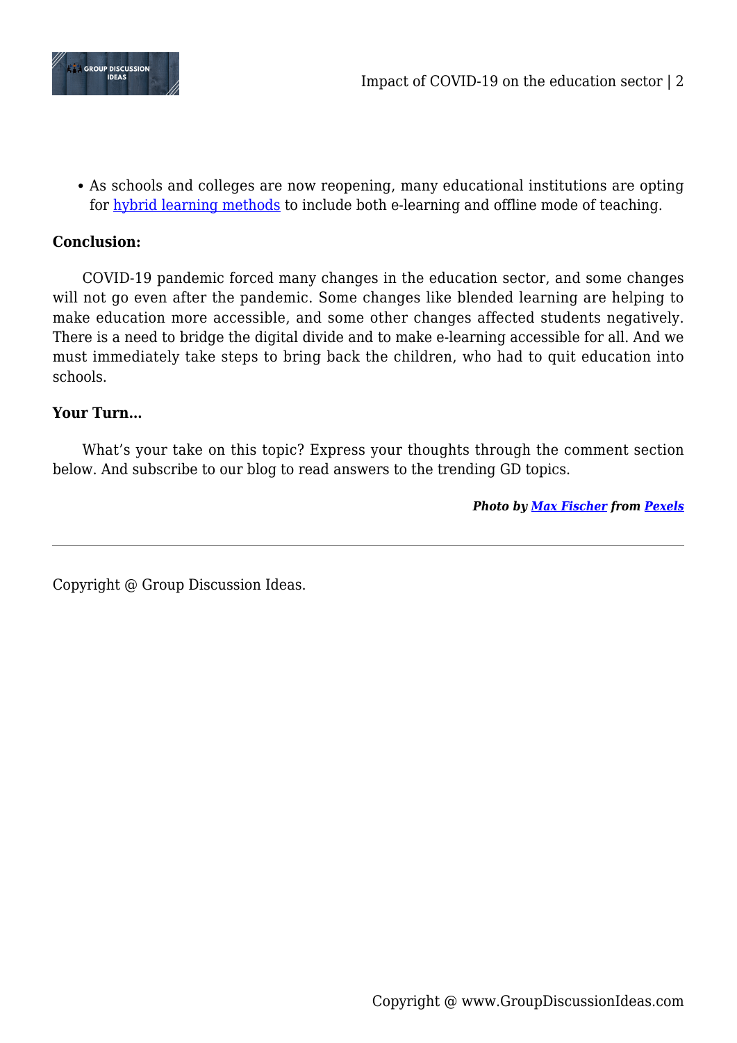- As schools and colleges are now reopening, many educational institutions are opting for hybrid learning methods to include both e-learning and offline mode of teaching.

**Conclusion:**

COVID-19 pandemic forced many changes in the education sector, and some changes will not go even after the pandemic. Some changes like blended learning are helping to make education more accessible, and some other changes affected students negatively. There is a need to bridge the digital divide and to make e-learning accessible for all. And we must immediately take steps to bring back the children, who had to quit education into schools.

**Your Turn…**

What's your take on this topic? Express your thoughts through the comment section below. And subscribe to our blog to read answers to the trending GD topics.

***Photo by Max Fischer from Pexels***

---

Copyright @ Group Discussion Ideas.